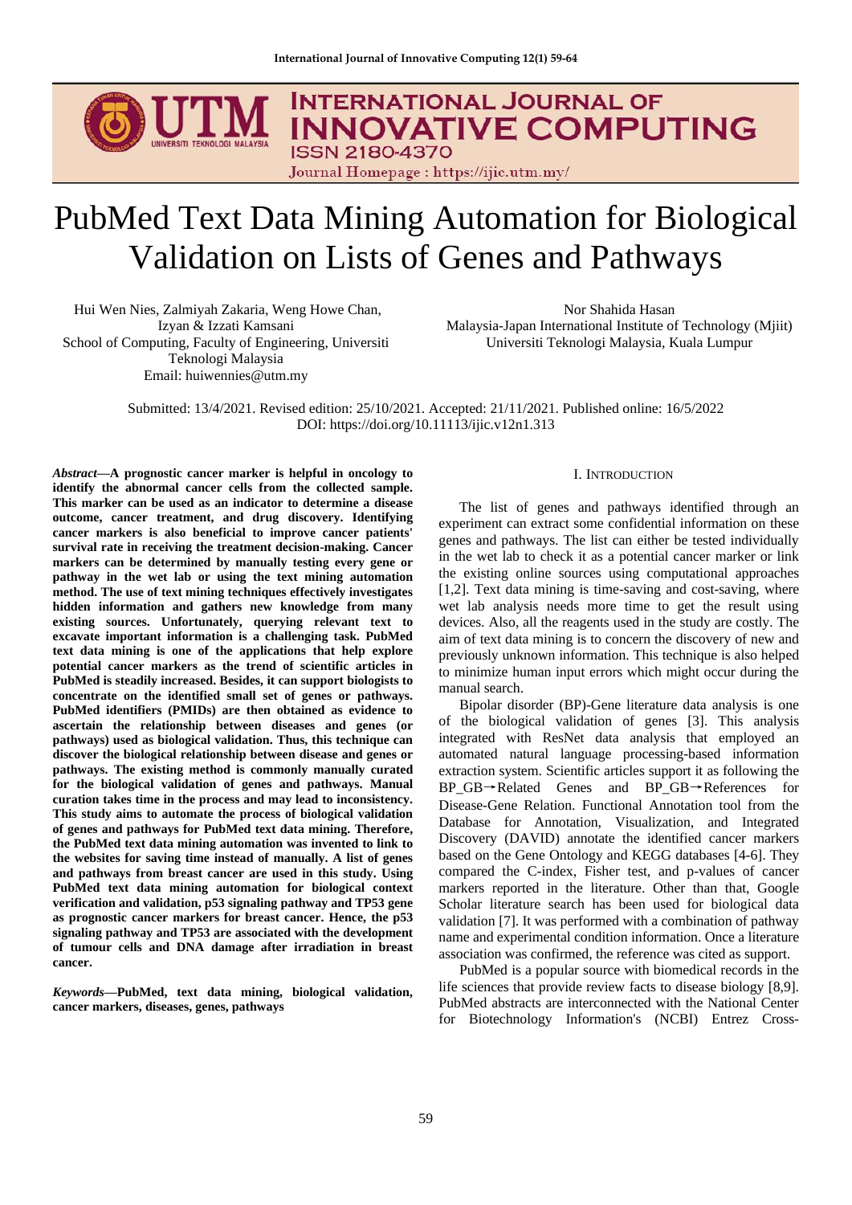# PubMed Text Data Mining Automation for Biological Validation on Lists of Genes and Pathways

Hui Wen Nies, Zalmiyah Zakaria, Weng Howe Chan, Izyan & Izzati Kamsani
School of Computing, Faculty of Engineering, Universiti Teknologi Malaysia
Email: huiwennies@utm.my

Nor Shahida Hasan
Malaysia-Japan International Institute of Technology (Mjiit)
Universiti Teknologi Malaysia, Kuala Lumpur

Submitted: 13/4/2021. Revised edition: 25/10/2021. Accepted: 21/11/2021. Published online: 16/5/2022
DOI: https://doi.org/10.11113/ijic.v12n1.313

***Abstract*—A prognostic cancer marker is helpful in oncology to identify the abnormal cancer cells from the collected sample. This marker can be used as an indicator to determine a disease outcome, cancer treatment, and drug discovery. Identifying cancer markers is also beneficial to improve cancer patients' survival rate in receiving the treatment decision-making. Cancer markers can be determined by manually testing every gene or pathway in the wet lab or using the text mining automation method. The use of text mining techniques effectively investigates hidden information and gathers new knowledge from many existing sources. Unfortunately, querying relevant text to excavate important information is a challenging task. PubMed text data mining is one of the applications that help explore potential cancer markers as the trend of scientific articles in PubMed is steadily increased. Besides, it can support biologists to concentrate on the identified small set of genes or pathways. PubMed identifiers (PMIDs) are then obtained as evidence to ascertain the relationship between diseases and genes (or pathways) used as biological validation. Thus, this technique can discover the biological relationship between disease and genes or pathways. The existing method is commonly manually curated for the biological validation of genes and pathways. Manual curation takes time in the process and may lead to inconsistency. This study aims to automate the process of biological validation of genes and pathways for PubMed text data mining. Therefore, the PubMed text data mining automation was invented to link to the websites for saving time instead of manually. A list of genes and pathways from breast cancer are used in this study. Using PubMed text data mining automation for biological context verification and validation, p53 signaling pathway and TP53 gene as prognostic cancer markers for breast cancer. Hence, the p53 signaling pathway and TP53 are associated with the development of tumour cells and DNA damage after irradiation in breast cancer.**

***Keywords*—PubMed, text data mining, biological validation, cancer markers, diseases, genes, pathways**

## I. Introduction

The list of genes and pathways identified through an experiment can extract some confidential information on these genes and pathways. The list can either be tested individually in the wet lab to check it as a potential cancer marker or link the existing online sources using computational approaches [1,2]. Text data mining is time-saving and cost-saving, where wet lab analysis needs more time to get the result using devices. Also, all the reagents used in the study are costly. The aim of text data mining is to concern the discovery of new and previously unknown information. This technique is also helped to minimize human input errors which might occur during the manual search.

Bipolar disorder (BP)-Gene literature data analysis is one of the biological validation of genes [3]. This analysis integrated with ResNet data analysis that employed an automated natural language processing-based information extraction system. Scientific articles support it as following the BP_GB→Related Genes and BP_GB→References for Disease-Gene Relation. Functional Annotation tool from the Database for Annotation, Visualization, and Integrated Discovery (DAVID) annotate the identified cancer markers based on the Gene Ontology and KEGG databases [4-6]. They compared the C-index, Fisher test, and p-values of cancer markers reported in the literature. Other than that, Google Scholar literature search has been used for biological data validation [7]. It was performed with a combination of pathway name and experimental condition information. Once a literature association was confirmed, the reference was cited as support.

PubMed is a popular source with biomedical records in the life sciences that provide review facts to disease biology [8,9]. PubMed abstracts are interconnected with the National Center for Biotechnology Information's (NCBI) Entrez Cross-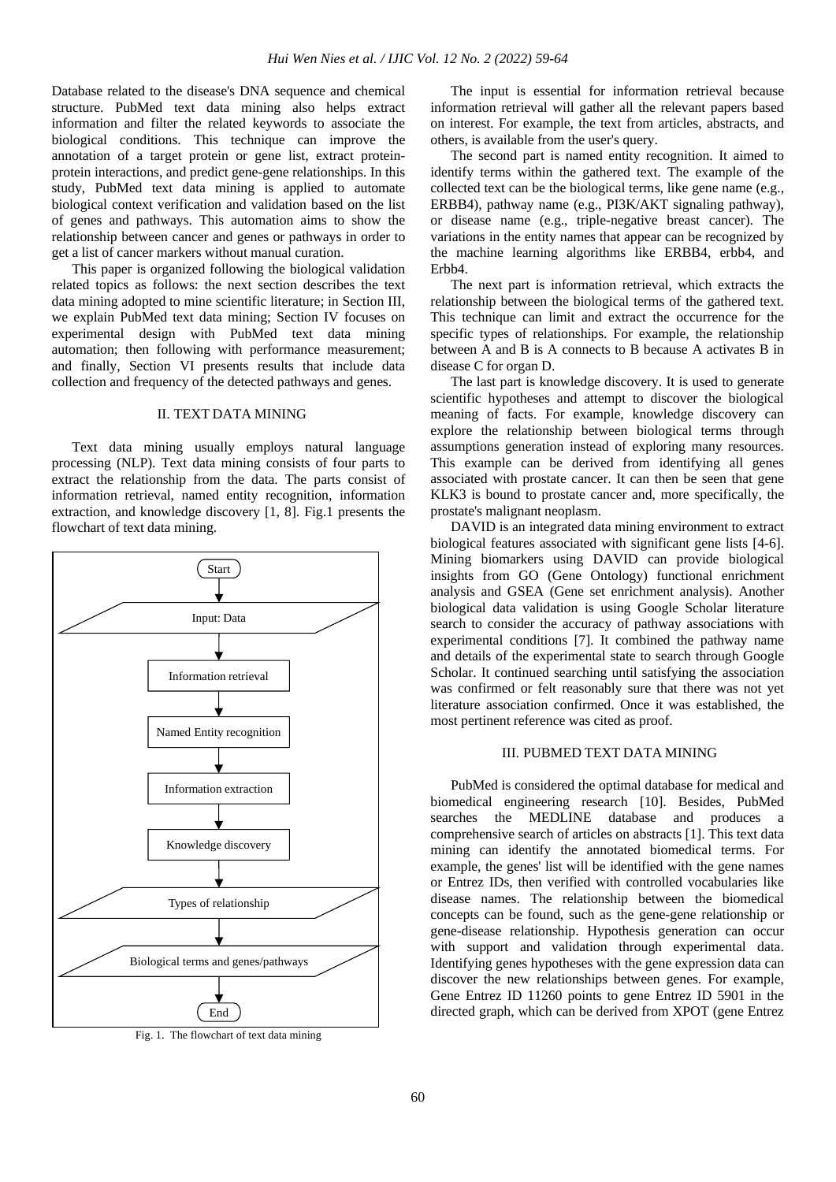Database related to the disease's DNA sequence and chemical structure. PubMed text data mining also helps extract information and filter the related keywords to associate the biological conditions. This technique can improve the annotation of a target protein or gene list, extract protein-protein interactions, and predict gene-gene relationships. In this study, PubMed text data mining is applied to automate biological context verification and validation based on the list of genes and pathways. This automation aims to show the relationship between cancer and genes or pathways in order to get a list of cancer markers without manual curation.

This paper is organized following the biological validation related topics as follows: the next section describes the text data mining adopted to mine scientific literature; in Section III, we explain PubMed text data mining; Section IV focuses on experimental design with PubMed text data mining automation; then following with performance measurement; and finally, Section VI presents results that include data collection and frequency of the detected pathways and genes.

## II. Text Data Mining

Text data mining usually employs natural language processing (NLP). Text data mining consists of four parts to extract the relationship from the data. The parts consist of information retrieval, named entity recognition, information extraction, and knowledge discovery [1, 8]. Fig.1 presents the flowchart of text data mining.

```
Start
  ↓
Input: Data
  ↓
Information retrieval
  ↓
Named Entity recognition
  ↓
Information extraction
  ↓
Knowledge discovery
  ↓
Types of relationship
  ↓
Biological terms and genes/pathways
  ↓
End
```

Fig. 1. The flowchart of text data mining

The input is essential for information retrieval because information retrieval will gather all the relevant papers based on interest. For example, the text from articles, abstracts, and others, is available from the user's query.

The second part is named entity recognition. It aimed to identify terms within the gathered text. The example of the collected text can be the biological terms, like gene name (e.g., ERBB4), pathway name (e.g., PI3K/AKT signaling pathway), or disease name (e.g., triple-negative breast cancer). The variations in the entity names that appear can be recognized by the machine learning algorithms like ERBB4, erbb4, and Erbb4.

The next part is information retrieval, which extracts the relationship between the biological terms of the gathered text. This technique can limit and extract the occurrence for the specific types of relationships. For example, the relationship between A and B is A connects to B because A activates B in disease C for organ D.

The last part is knowledge discovery. It is used to generate scientific hypotheses and attempt to discover the biological meaning of facts. For example, knowledge discovery can explore the relationship between biological terms through assumptions generation instead of exploring many resources. This example can be derived from identifying all genes associated with prostate cancer. It can then be seen that gene KLK3 is bound to prostate cancer and, more specifically, the prostate's malignant neoplasm.

DAVID is an integrated data mining environment to extract biological features associated with significant gene lists [4-6]. Mining biomarkers using DAVID can provide biological insights from GO (Gene Ontology) functional enrichment analysis and GSEA (Gene set enrichment analysis). Another biological data validation is using Google Scholar literature search to consider the accuracy of pathway associations with experimental conditions [7]. It combined the pathway name and details of the experimental state to search through Google Scholar. It continued searching until satisfying the association was confirmed or felt reasonably sure that there was not yet literature association confirmed. Once it was established, the most pertinent reference was cited as proof.

## III. PubMed Text Data Mining

PubMed is considered the optimal database for medical and biomedical engineering research [10]. Besides, PubMed searches the MEDLINE database and produces a comprehensive search of articles on abstracts [1]. This text data mining can identify the annotated biomedical terms. For example, the genes' list will be identified with the gene names or Entrez IDs, then verified with controlled vocabularies like disease names. The relationship between the biomedical concepts can be found, such as the gene-gene relationship or gene-disease relationship. Hypothesis generation can occur with support and validation through experimental data. Identifying genes hypotheses with the gene expression data can discover the new relationships between genes. For example, Gene Entrez ID 11260 points to gene Entrez ID 5901 in the directed graph, which can be derived from XPOT (gene Entrez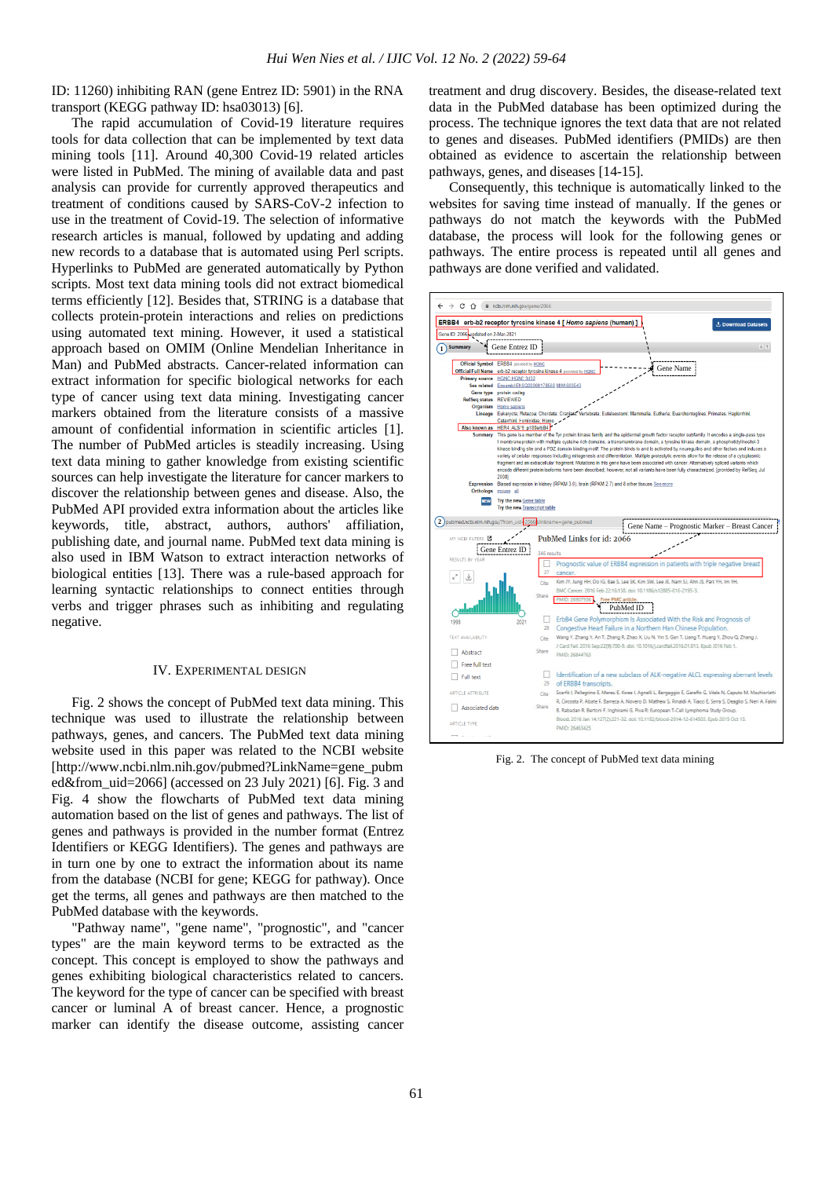ID: 11260) inhibiting RAN (gene Entrez ID: 5901) in the RNA transport (KEGG pathway ID: hsa03013) [6].

The rapid accumulation of Covid-19 literature requires tools for data collection that can be implemented by text data mining tools [11]. Around 40,300 Covid-19 related articles were listed in PubMed. The mining of available data and past analysis can provide for currently approved therapeutics and treatment of conditions caused by SARS-CoV-2 infection to use in the treatment of Covid-19. The selection of informative research articles is manual, followed by updating and adding new records to a database that is automated using Perl scripts. Hyperlinks to PubMed are generated automatically by Python scripts. Most text data mining tools did not extract biomedical terms efficiently [12]. Besides that, STRING is a database that collects protein-protein interactions and relies on predictions using automated text mining. However, it used a statistical approach based on OMIM (Online Mendelian Inheritance in Man) and PubMed abstracts. Cancer-related information can extract information for specific biological networks for each type of cancer using text data mining. Investigating cancer markers obtained from the literature consists of a massive amount of confidential information in scientific articles [1]. The number of PubMed articles is steadily increasing. Using text data mining to gather knowledge from existing scientific sources can help investigate the literature for cancer markers to discover the relationship between genes and disease. Also, the PubMed API provided extra information about the articles like keywords, title, abstract, authors, authors' affiliation, publishing date, and journal name. PubMed text data mining is also used in IBM Watson to extract interaction networks of biological entities [13]. There was a rule-based approach for learning syntactic relationships to connect entities through verbs and trigger phrases such as inhibiting and regulating negative.

## IV. Experimental Design

Fig. 2 shows the concept of PubMed text data mining. This technique was used to illustrate the relationship between pathways, genes, and cancers. The PubMed text data mining website used in this paper was related to the NCBI website [http://www.ncbi.nlm.nih.gov/pubmed?LinkName=gene_pubmed&from_uid=2066] (accessed on 23 July 2021) [6]. Fig. 3 and Fig. 4 show the flowcharts of PubMed text data mining automation based on the list of genes and pathways. The list of genes and pathways is provided in the number format (Entrez Identifiers or KEGG Identifiers). The genes and pathways are in turn one by one to extract the information about its name from the database (NCBI for gene; KEGG for pathway). Once get the terms, all genes and pathways are then matched to the PubMed database with the keywords.

"Pathway name", "gene name", "prognostic", and "cancer types" are the main keyword terms to be extracted as the concept. This concept is employed to show the pathways and genes exhibiting biological characteristics related to cancers. The keyword for the type of cancer can be specified with breast cancer or luminal A of breast cancer. Hence, a prognostic marker can identify the disease outcome, assisting cancer treatment and drug discovery. Besides, the disease-related text data in the PubMed database has been optimized during the process. The technique ignores the text data that are not related to genes and diseases. PubMed identifiers (PMIDs) are then obtained as evidence to ascertain the relationship between pathways, genes, and diseases [14-15].

Consequently, this technique is automatically linked to the websites for saving time instead of manually. If the genes or pathways do not match the keywords with the PubMed database, the process will look for the following genes or pathways. The entire process is repeated until all genes and pathways are done verified and validated.

Fig. 2. The concept of PubMed text data mining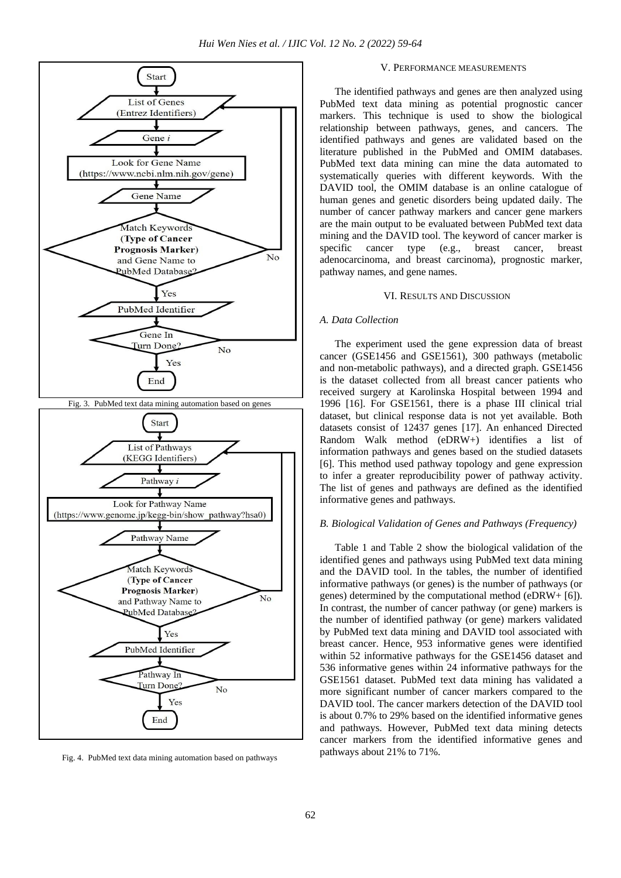Fig. 3. PubMed text data mining automation based on genes

Fig. 4. PubMed text data mining automation based on pathways

## V. Performance Measurements

The identified pathways and genes are then analyzed using PubMed text data mining as potential prognostic cancer markers. This technique is used to show the biological relationship between pathways, genes, and cancers. The identified pathways and genes are validated based on the literature published in the PubMed and OMIM databases. PubMed text data mining can mine the data automated to systematically queries with different keywords. With the DAVID tool, the OMIM database is an online catalogue of human genes and genetic disorders being updated daily. The number of cancer pathway markers and cancer gene markers are the main output to be evaluated between PubMed text data mining and the DAVID tool. The keyword of cancer marker is specific cancer type (e.g., breast cancer, breast adenocarcinoma, and breast carcinoma), prognostic marker, pathway names, and gene names.

## VI. Results and Discussion

### *A. Data Collection*

The experiment used the gene expression data of breast cancer (GSE1456 and GSE1561), 300 pathways (metabolic and non-metabolic pathways), and a directed graph. GSE1456 is the dataset collected from all breast cancer patients who received surgery at Karolinska Hospital between 1994 and 1996 [16]. For GSE1561, there is a phase III clinical trial dataset, but clinical response data is not yet available. Both datasets consist of 12437 genes [17]. An enhanced Directed Random Walk method (eDRW+) identifies a list of information pathways and genes based on the studied datasets [6]. This method used pathway topology and gene expression to infer a greater reproducibility power of pathway activity. The list of genes and pathways are defined as the identified informative genes and pathways.

### *B. Biological Validation of Genes and Pathways (Frequency)*

Table 1 and Table 2 show the biological validation of the identified genes and pathways using PubMed text data mining and the DAVID tool. In the tables, the number of identified informative pathways (or genes) is the number of pathways (or genes) determined by the computational method (eDRW+ [6]). In contrast, the number of cancer pathway (or gene) markers is the number of identified pathway (or gene) markers validated by PubMed text data mining and DAVID tool associated with breast cancer. Hence, 953 informative genes were identified within 52 informative pathways for the GSE1456 dataset and 536 informative genes within 24 informative pathways for the GSE1561 dataset. PubMed text data mining has validated a more significant number of cancer markers compared to the DAVID tool. The cancer markers detection of the DAVID tool is about 0.7% to 29% based on the identified informative genes and pathways. However, PubMed text data mining detects cancer markers from the identified informative genes and pathways about 21% to 71%.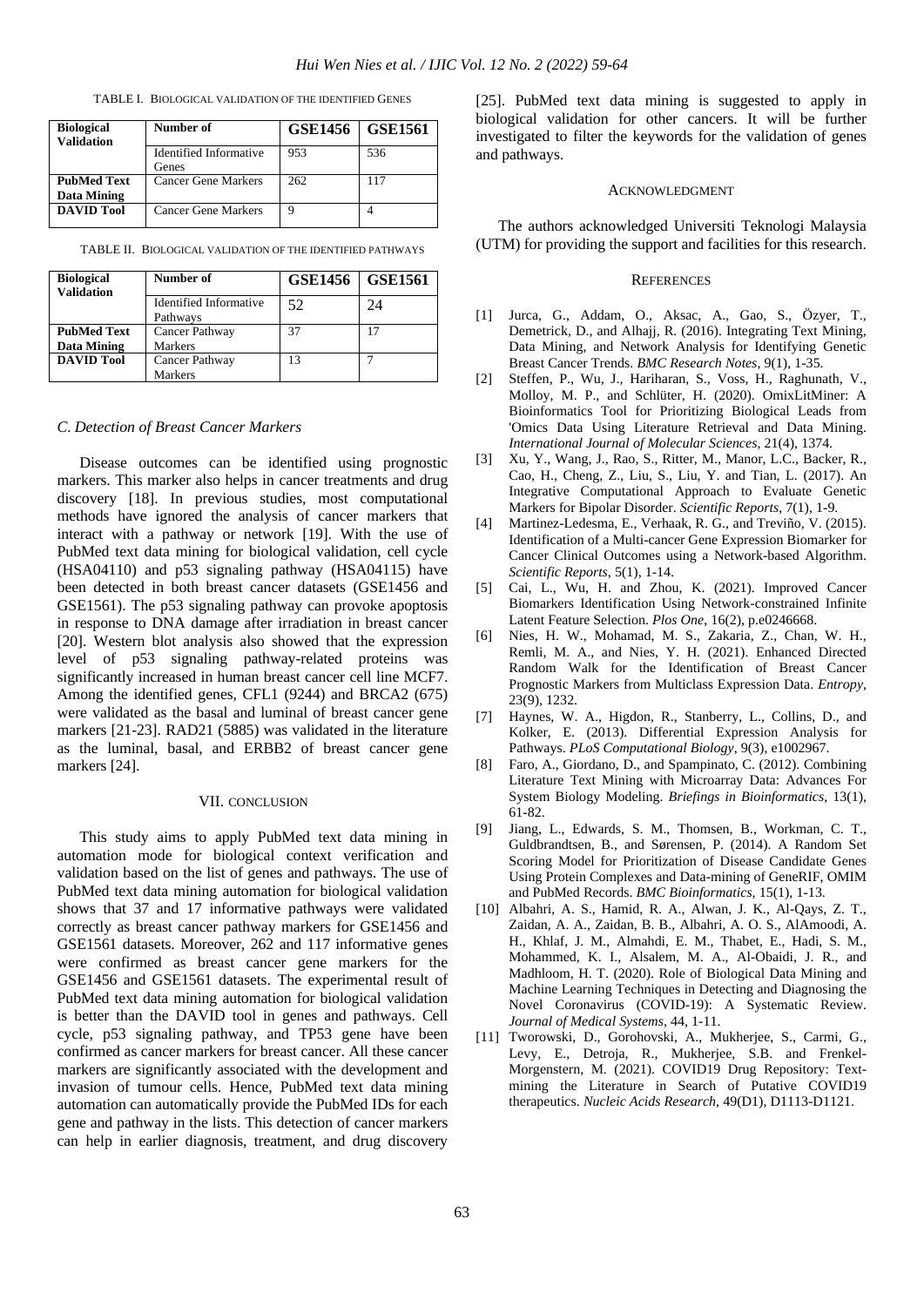TABLE I. BIOLOGICAL VALIDATION OF THE IDENTIFIED GENES

| Biological Validation | Number of | GSE1456 | GSE1561 |
|---|---|---|---|
| | Identified Informative Genes | 953 | 536 |
| **PubMed Text Data Mining** | Cancer Gene Markers | 262 | 117 |
| **DAVID Tool** | Cancer Gene Markers | 9 | 4 |

TABLE II. BIOLOGICAL VALIDATION OF THE IDENTIFIED PATHWAYS

| Biological Validation | Number of | GSE1456 | GSE1561 |
|---|---|---|---|
| | Identified Informative Pathways | 52 | 24 |
| **PubMed Text Data Mining** | Cancer Pathway Markers | 37 | 17 |
| **DAVID Tool** | Cancer Pathway Markers | 13 | 7 |

### *C. Detection of Breast Cancer Markers*

Disease outcomes can be identified using prognostic markers. This marker also helps in cancer treatments and drug discovery [18]. In previous studies, most computational methods have ignored the analysis of cancer markers that interact with a pathway or network [19]. With the use of PubMed text data mining for biological validation, cell cycle (HSA04110) and p53 signaling pathway (HSA04115) have been detected in both breast cancer datasets (GSE1456 and GSE1561). The p53 signaling pathway can provoke apoptosis in response to DNA damage after irradiation in breast cancer [20]. Western blot analysis also showed that the expression level of p53 signaling pathway-related proteins was significantly increased in human breast cancer cell line MCF7. Among the identified genes, CFL1 (9244) and BRCA2 (675) were validated as the basal and luminal of breast cancer gene markers [21-23]. RAD21 (5885) was validated in the literature as the luminal, basal, and ERBB2 of breast cancer gene markers [24].

## VII. CONCLUSION

This study aims to apply PubMed text data mining in automation mode for biological context verification and validation based on the list of genes and pathways. The use of PubMed text data mining automation for biological validation shows that 37 and 17 informative pathways were validated correctly as breast cancer pathway markers for GSE1456 and GSE1561 datasets. Moreover, 262 and 117 informative genes were confirmed as breast cancer gene markers for the GSE1456 and GSE1561 datasets. The experimental result of PubMed text data mining automation for biological validation is better than the DAVID tool in genes and pathways. Cell cycle, p53 signaling pathway, and TP53 gene have been confirmed as cancer markers for breast cancer. All these cancer markers are significantly associated with the development and invasion of tumour cells. Hence, PubMed text data mining automation can automatically provide the PubMed IDs for each gene and pathway in the lists. This detection of cancer markers can help in earlier diagnosis, treatment, and drug discovery [25]. PubMed text data mining is suggested to apply in biological validation for other cancers. It will be further investigated to filter the keywords for the validation of genes and pathways.

## ACKNOWLEDGMENT

The authors acknowledged Universiti Teknologi Malaysia (UTM) for providing the support and facilities for this research.

## REFERENCES

[1] Jurca, G., Addam, O., Aksac, A., Gao, S., Özyer, T., Demetrick, D., and Alhajj, R. (2016). Integrating Text Mining, Data Mining, and Network Analysis for Identifying Genetic Breast Cancer Trends. *BMC Research Notes*, 9(1), 1-35.

[2] Steffen, P., Wu, J., Hariharan, S., Voss, H., Raghunath, V., Molloy, M. P., and Schlüter, H. (2020). OmixLitMiner: A Bioinformatics Tool for Prioritizing Biological Leads from 'Omics Data Using Literature Retrieval and Data Mining. *International Journal of Molecular Sciences*, 21(4), 1374.

[3] Xu, Y., Wang, J., Rao, S., Ritter, M., Manor, L.C., Backer, R., Cao, H., Cheng, Z., Liu, S., Liu, Y. and Tian, L. (2017). An Integrative Computational Approach to Evaluate Genetic Markers for Bipolar Disorder. *Scientific Reports*, 7(1), 1-9.

[4] Martinez-Ledesma, E., Verhaak, R. G., and Treviño, V. (2015). Identification of a Multi-cancer Gene Expression Biomarker for Cancer Clinical Outcomes using a Network-based Algorithm. *Scientific Reports*, 5(1), 1-14.

[5] Cai, L., Wu, H. and Zhou, K. (2021). Improved Cancer Biomarkers Identification Using Network-constrained Infinite Latent Feature Selection. *Plos One*, 16(2), p.e0246668.

[6] Nies, H. W., Mohamad, M. S., Zakaria, Z., Chan, W. H., Remli, M. A., and Nies, Y. H. (2021). Enhanced Directed Random Walk for the Identification of Breast Cancer Prognostic Markers from Multiclass Expression Data. *Entropy*, 23(9), 1232.

[7] Haynes, W. A., Higdon, R., Stanberry, L., Collins, D., and Kolker, E. (2013). Differential Expression Analysis for Pathways. *PLoS Computational Biology*, 9(3), e1002967.

[8] Faro, A., Giordano, D., and Spampinato, C. (2012). Combining Literature Text Mining with Microarray Data: Advances For System Biology Modeling. *Briefings in Bioinformatics*, 13(1), 61-82.

[9] Jiang, L., Edwards, S. M., Thomsen, B., Workman, C. T., Guldbrandtsen, B., and Sørensen, P. (2014). A Random Set Scoring Model for Prioritization of Disease Candidate Genes Using Protein Complexes and Data-mining of GeneRIF, OMIM and PubMed Records. *BMC Bioinformatics*, 15(1), 1-13.

[10] Albahri, A. S., Hamid, R. A., Alwan, J. K., Al-Qays, Z. T., Zaidan, A. A., Zaidan, B. B., Albahri, A. O. S., AlAmoodi, A. H., Khlaf, J. M., Almahdi, E. M., Thabet, E., Hadi, S. M., Mohammed, K. I., Alsalem, M. A., Al-Obaidi, J. R., and Madhloom, H. T. (2020). Role of Biological Data Mining and Machine Learning Techniques in Detecting and Diagnosing the Novel Coronavirus (COVID-19): A Systematic Review. *Journal of Medical Systems*, 44, 1-11.

[11] Tworowski, D., Gorohovski, A., Mukherjee, S., Carmi, G., Levy, E., Detroja, R., Mukherjee, S.B. and Frenkel-Morgenstern, M. (2021). COVID19 Drug Repository: Text-mining the Literature in Search of Putative COVID19 therapeutics. *Nucleic Acids Research*, 49(D1), D1113-D1121.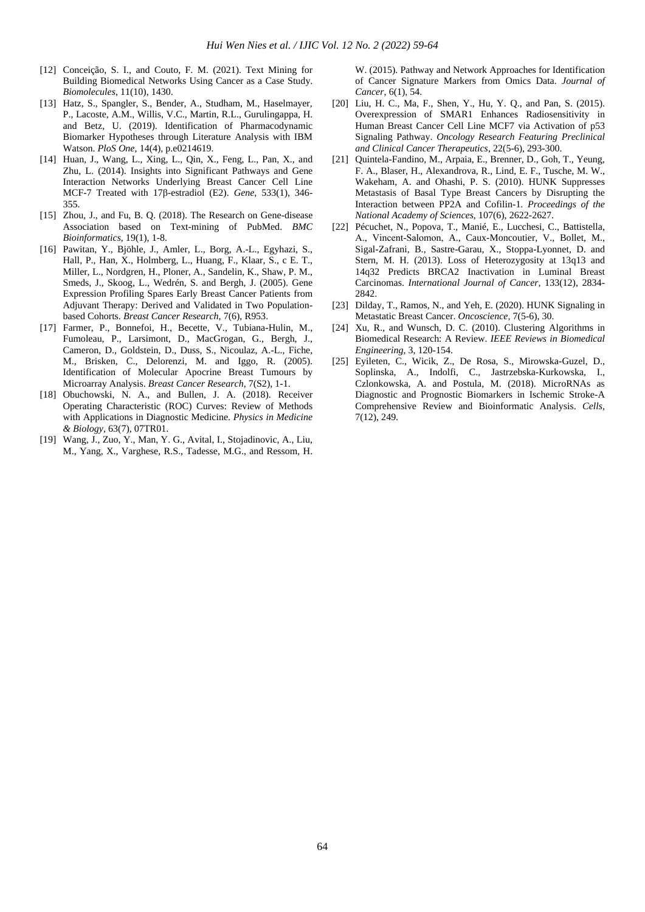[12] Conceição, S. I., and Couto, F. M. (2021). Text Mining for Building Biomedical Networks Using Cancer as a Case Study. *Biomolecules*, 11(10), 1430.

[13] Hatz, S., Spangler, S., Bender, A., Studham, M., Haselmayer, P., Lacoste, A.M., Willis, V.C., Martin, R.L., Gurulingappa, H. and Betz, U. (2019). Identification of Pharmacodynamic Biomarker Hypotheses through Literature Analysis with IBM Watson. *PloS One*, 14(4), p.e0214619.

[14] Huan, J., Wang, L., Xing, L., Qin, X., Feng, L., Pan, X., and Zhu, L. (2014). Insights into Significant Pathways and Gene Interaction Networks Underlying Breast Cancer Cell Line MCF-7 Treated with 17β-estradiol (E2). *Gene*, 533(1), 346-355.

[15] Zhou, J., and Fu, B. Q. (2018). The Research on Gene-disease Association based on Text-mining of PubMed. *BMC Bioinformatics*, 19(1), 1-8.

[16] Pawitan, Y., Bjöhle, J., Amler, L., Borg, A.-L., Egyhazi, S., Hall, P., Han, X., Holmberg, L., Huang, F., Klaar, S., c E. T., Miller, L., Nordgren, H., Ploner, A., Sandelin, K., Shaw, P. M., Smeds, J., Skoog, L., Wedrén, S. and Bergh, J. (2005). Gene Expression Profiling Spares Early Breast Cancer Patients from Adjuvant Therapy: Derived and Validated in Two Population-based Cohorts. *Breast Cancer Research,* 7(6), R953.

[17] Farmer, P., Bonnefoi, H., Becette, V., Tubiana-Hulin, M., Fumoleau, P., Larsimont, D., MacGrogan, G., Bergh, J., Cameron, D., Goldstein, D., Duss, S., Nicoulaz, A.-L., Fiche, M., Brisken, C., Delorenzi, M. and Iggo, R. (2005). Identification of Molecular Apocrine Breast Tumours by Microarray Analysis. *Breast Cancer Research,* 7(S2), 1-1.

[18] Obuchowski, N. A., and Bullen, J. A. (2018). Receiver Operating Characteristic (ROC) Curves: Review of Methods with Applications in Diagnostic Medicine. *Physics in Medicine & Biology*, 63(7), 07TR01.

[19] Wang, J., Zuo, Y., Man, Y. G., Avital, I., Stojadinovic, A., Liu, M., Yang, X., Varghese, R.S., Tadesse, M.G., and Ressom, H. W. (2015). Pathway and Network Approaches for Identification of Cancer Signature Markers from Omics Data. *Journal of Cancer*, 6(1), 54.

[20] Liu, H. C., Ma, F., Shen, Y., Hu, Y. Q., and Pan, S. (2015). Overexpression of SMAR1 Enhances Radiosensitivity in Human Breast Cancer Cell Line MCF7 via Activation of p53 Signaling Pathway. *Oncology Research Featuring Preclinical and Clinical Cancer Therapeutics*, 22(5-6), 293-300.

[21] Quintela-Fandino, M., Arpaia, E., Brenner, D., Goh, T., Yeung, F. A., Blaser, H., Alexandrova, R., Lind, E. F., Tusche, M. W., Wakeham, A. and Ohashi, P. S. (2010). HUNK Suppresses Metastasis of Basal Type Breast Cancers by Disrupting the Interaction between PP2A and Cofilin-1. *Proceedings of the National Academy of Sciences*, 107(6), 2622-2627.

[22] Pécuchet, N., Popova, T., Manié, E., Lucchesi, C., Battistella, A., Vincent-Salomon, A., Caux-Moncoutier, V., Bollet, M., Sigal-Zafrani, B., Sastre-Garau, X., Stoppa-Lyonnet, D. and Stern, M. H. (2013). Loss of Heterozygosity at 13q13 and 14q32 Predicts BRCA2 Inactivation in Luminal Breast Carcinomas. *International Journal of Cancer*, 133(12), 2834-2842.

[23] Dilday, T., Ramos, N., and Yeh, E. (2020). HUNK Signaling in Metastatic Breast Cancer. *Oncoscience,* 7(5-6), 30.

[24] Xu, R., and Wunsch, D. C. (2010). Clustering Algorithms in Biomedical Research: A Review. *IEEE Reviews in Biomedical Engineering,* 3, 120-154.

[25] Eyileten, C., Wicik, Z., De Rosa, S., Mirowska-Guzel, D., Soplinska, A., Indolfi, C., Jastrzebska-Kurkowska, I., Czlonkowska, A. and Postula, M. (2018). MicroRNAs as Diagnostic and Prognostic Biomarkers in Ischemic Stroke-A Comprehensive Review and Bioinformatic Analysis. *Cells*, 7(12), 249.